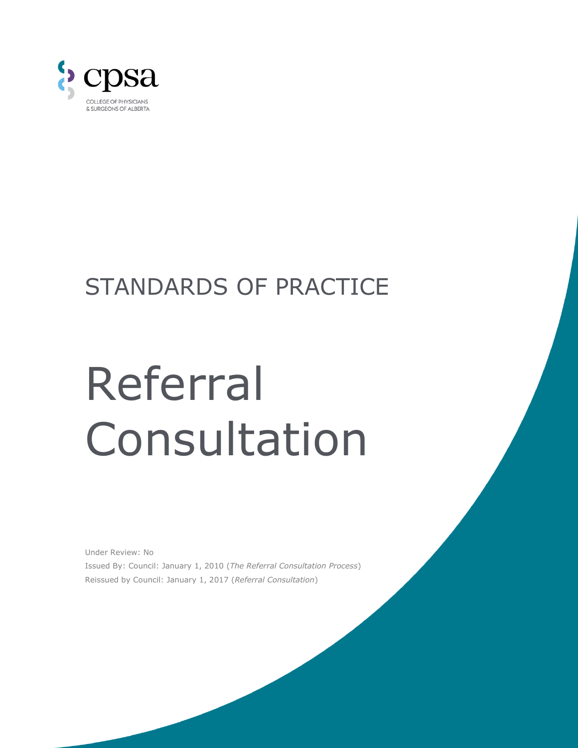cpsa

COLLEGE OF PHYSICIANS & SURGEONS OF ALBERTA

# STANDARDS OF PRACTICE

# Referral Consultation

Under Review: No

Issued By: Council: January 1, 2010 (*The Referral Consultation Process*)

Reissued by Council: January 1, 2017 (*Referral Consultation*)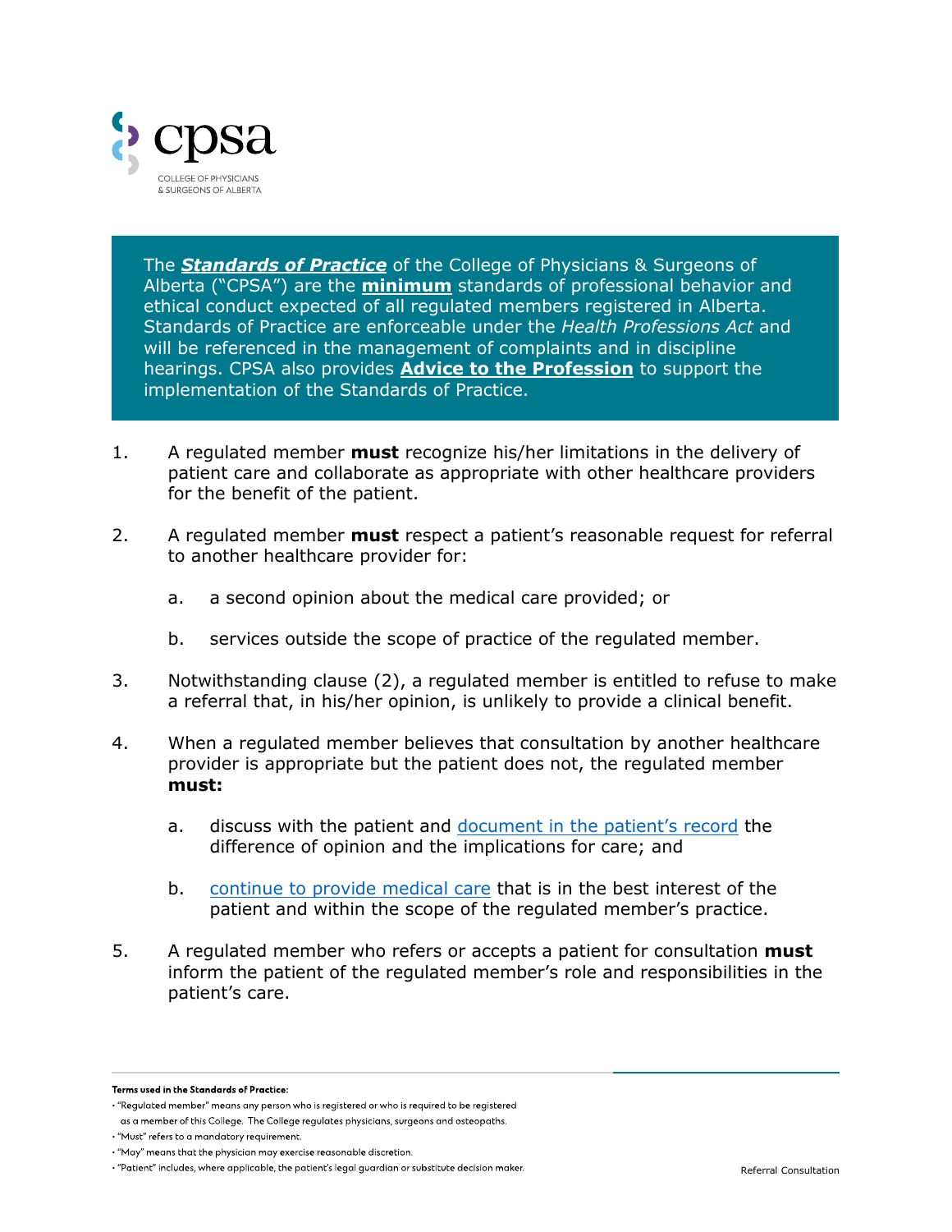The ***Standards of Practice*** of the College of Physicians & Surgeons of Alberta ("CPSA") are the **minimum** standards of professional behavior and ethical conduct expected of all regulated members registered in Alberta. Standards of Practice are enforceable under the *Health Professions Act* and will be referenced in the management of complaints and in discipline hearings. CPSA also provides **Advice to the Profession** to support the implementation of the Standards of Practice.

1. A regulated member **must** recognize his/her limitations in the delivery of patient care and collaborate as appropriate with other healthcare providers for the benefit of the patient.

2. A regulated member **must** respect a patient's reasonable request for referral to another healthcare provider for:

   a. a second opinion about the medical care provided; or

   b. services outside the scope of practice of the regulated member.

3. Notwithstanding clause (2), a regulated member is entitled to refuse to make a referral that, in his/her opinion, is unlikely to provide a clinical benefit.

4. When a regulated member believes that consultation by another healthcare provider is appropriate but the patient does not, the regulated member **must:**

   a. discuss with the patient and document in the patient's record the difference of opinion and the implications for care; and

   b. continue to provide medical care that is in the best interest of the patient and within the scope of the regulated member's practice.

5. A regulated member who refers or accepts a patient for consultation **must** inform the patient of the regulated member's role and responsibilities in the patient's care.

**Terms used in the Standards of Practice:**

- "Regulated member" means any person who is registered or who is required to be registered as a member of this College. The College regulates physicians, surgeons and osteopaths.
- "Must" refers to a mandatory requirement.
- "May" means that the physician may exercise reasonable discretion.
- "Patient" includes, where applicable, the patient's legal guardian or substitute decision maker.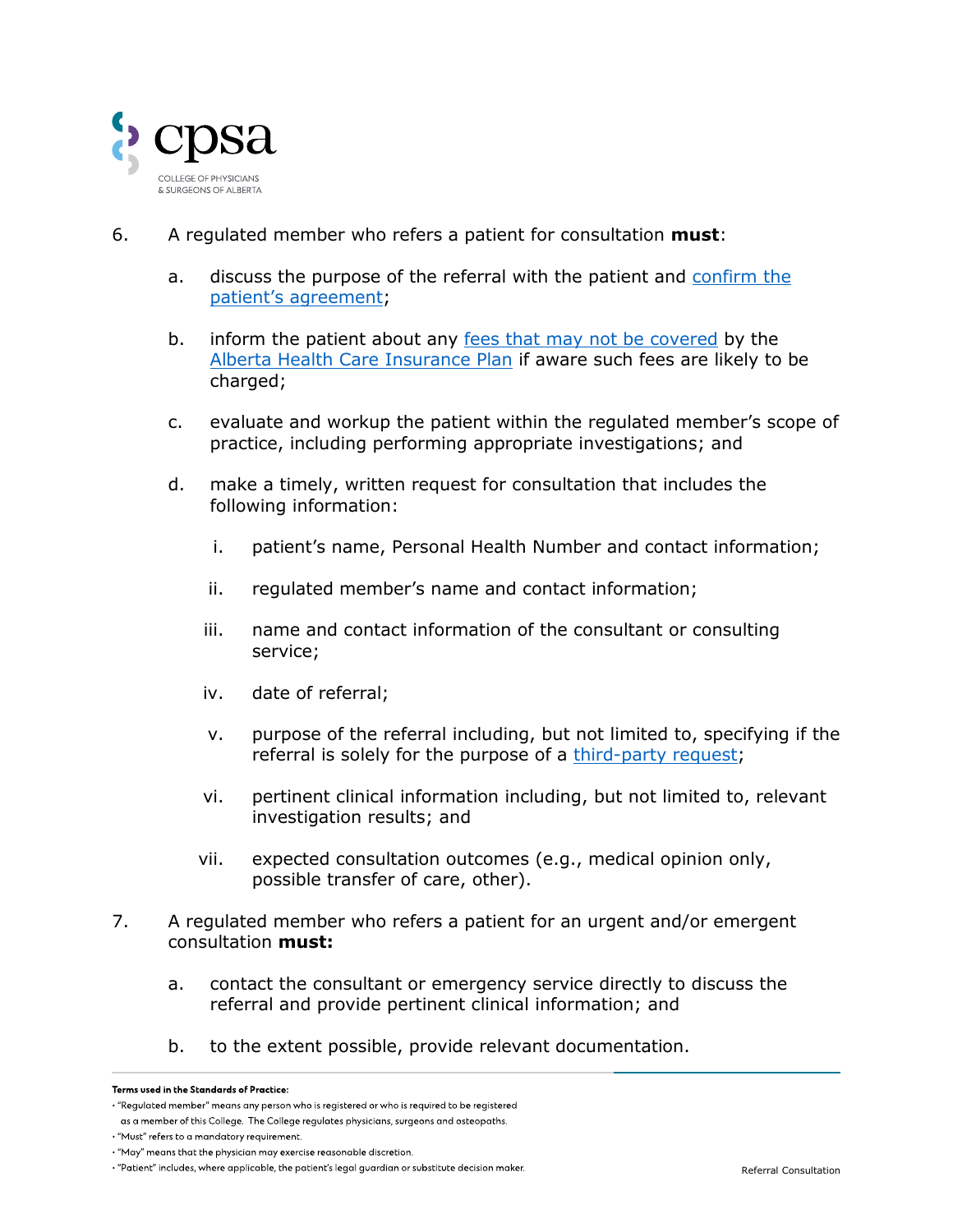6. A regulated member who refers a patient for consultation **must**:

   a. discuss the purpose of the referral with the patient and confirm the patient's agreement;

   b. inform the patient about any fees that may not be covered by the Alberta Health Care Insurance Plan if aware such fees are likely to be charged;

   c. evaluate and workup the patient within the regulated member's scope of practice, including performing appropriate investigations; and

   d. make a timely, written request for consultation that includes the following information:

      i. patient's name, Personal Health Number and contact information;

      ii. regulated member's name and contact information;

      iii. name and contact information of the consultant or consulting service;

      iv. date of referral;

      v. purpose of the referral including, but not limited to, specifying if the referral is solely for the purpose of a third-party request;

      vi. pertinent clinical information including, but not limited to, relevant investigation results; and

      vii. expected consultation outcomes (e.g., medical opinion only, possible transfer of care, other).

7. A regulated member who refers a patient for an urgent and/or emergent consultation **must:**

   a. contact the consultant or emergency service directly to discuss the referral and provide pertinent clinical information; and

   b. to the extent possible, provide relevant documentation.

**Terms used in the Standards of Practice:**

- "Regulated member" means any person who is registered or who is required to be registered as a member of this College. The College regulates physicians, surgeons and osteopaths.
- "Must" refers to a mandatory requirement.
- "May" means that the physician may exercise reasonable discretion.
- "Patient" includes, where applicable, the patient's legal guardian or substitute decision maker.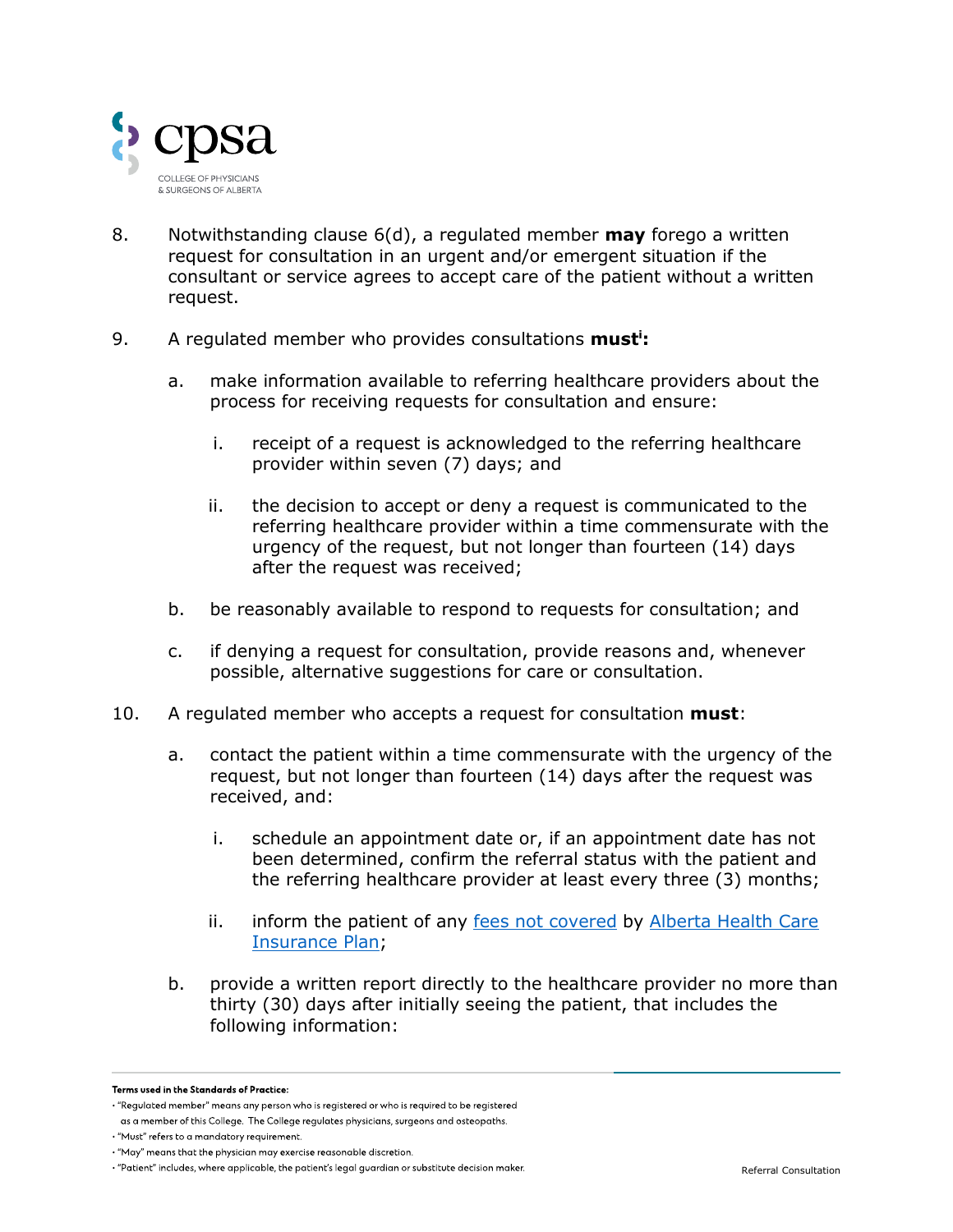8. Notwithstanding clause 6(d), a regulated member **may** forego a written request for consultation in an urgent and/or emergent situation if the consultant or service agrees to accept care of the patient without a written request.

9. A regulated member who provides consultations **must**[i]**:**

   a. make information available to referring healthcare providers about the process for receiving requests for consultation and ensure:

      i. receipt of a request is acknowledged to the referring healthcare provider within seven (7) days; and

      ii. the decision to accept or deny a request is communicated to the referring healthcare provider within a time commensurate with the urgency of the request, but not longer than fourteen (14) days after the request was received;

   b. be reasonably available to respond to requests for consultation; and

   c. if denying a request for consultation, provide reasons and, whenever possible, alternative suggestions for care or consultation.

10. A regulated member who accepts a request for consultation **must**:

    a. contact the patient within a time commensurate with the urgency of the request, but not longer than fourteen (14) days after the request was received, and:

       i. schedule an appointment date or, if an appointment date has not been determined, confirm the referral status with the patient and the referring healthcare provider at least every three (3) months;

       ii. inform the patient of any fees not covered by Alberta Health Care Insurance Plan;

    b. provide a written report directly to the healthcare provider no more than thirty (30) days after initially seeing the patient, that includes the following information:

**Terms used in the Standards of Practice:**

- "Regulated member" means any person who is registered or who is required to be registered as a member of this College. The College regulates physicians, surgeons and osteopaths.
- "Must" refers to a mandatory requirement.
- "May" means that the physician may exercise reasonable discretion.
- "Patient" includes, where applicable, the patient's legal guardian or substitute decision maker.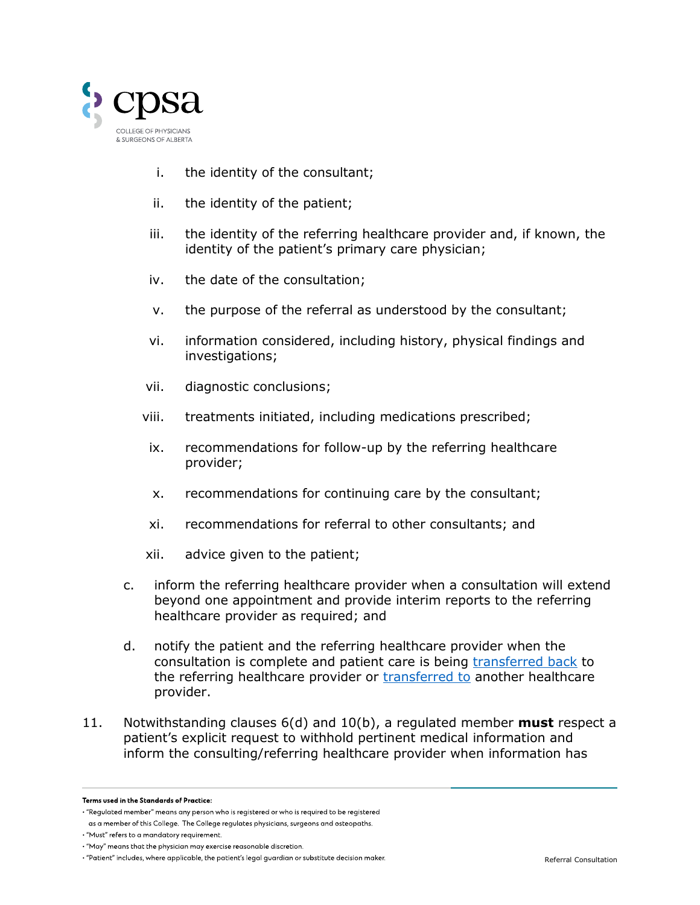i. the identity of the consultant;

ii. the identity of the patient;

iii. the identity of the referring healthcare provider and, if known, the identity of the patient's primary care physician;

iv. the date of the consultation;

v. the purpose of the referral as understood by the consultant;

vi. information considered, including history, physical findings and investigations;

vii. diagnostic conclusions;

viii. treatments initiated, including medications prescribed;

ix. recommendations for follow-up by the referring healthcare provider;

x. recommendations for continuing care by the consultant;

xi. recommendations for referral to other consultants; and

xii. advice given to the patient;

c. inform the referring healthcare provider when a consultation will extend beyond one appointment and provide interim reports to the referring healthcare provider as required; and

d. notify the patient and the referring healthcare provider when the consultation is complete and patient care is being [transferred back] to the referring healthcare provider or [transferred to] another healthcare provider.

11. Notwithstanding clauses 6(d) and 10(b), a regulated member **must** respect a patient's explicit request to withhold pertinent medical information and inform the consulting/referring healthcare provider when information has

**Terms used in the Standards of Practice:**

- "Regulated member" means any person who is registered or who is required to be registered as a member of this College. The College regulates physicians, surgeons and osteopaths.
- "Must" refers to a mandatory requirement.
- "May" means that the physician may exercise reasonable discretion.
- "Patient" includes, where applicable, the patient's legal guardian or substitute decision maker.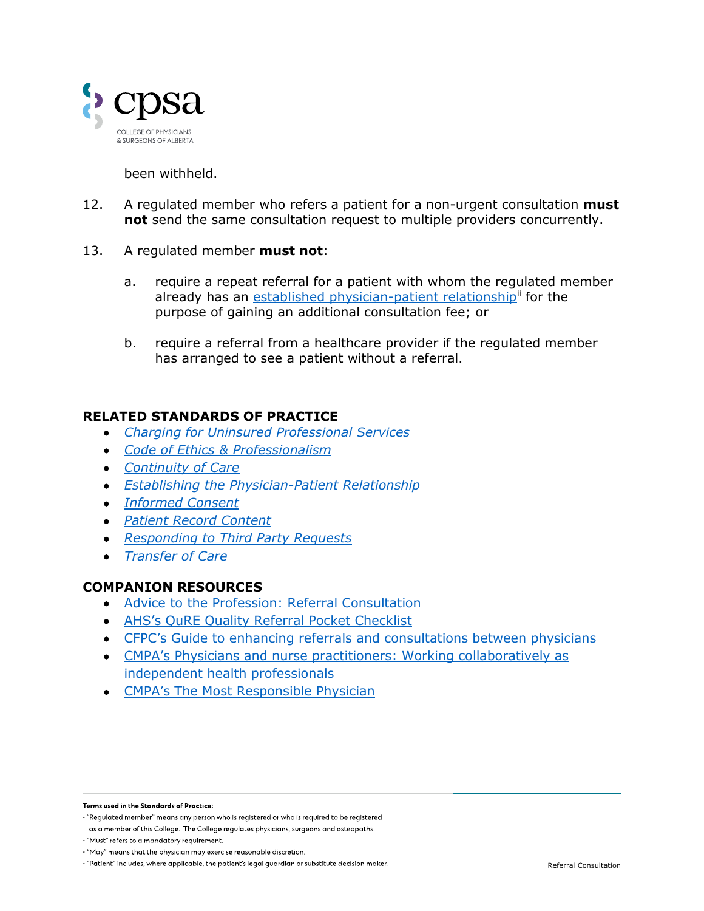been withheld.

12. A regulated member who refers a patient for a non-urgent consultation **must not** send the same consultation request to multiple providers concurrently.

13. A regulated member **must not**:

    a. require a repeat referral for a patient with whom the regulated member already has an established physician-patient relationship[ii] for the purpose of gaining an additional consultation fee; or

    b. require a referral from a healthcare provider if the regulated member has arranged to see a patient without a referral.

## RELATED STANDARDS OF PRACTICE

- *Charging for Uninsured Professional Services*
- *Code of Ethics & Professionalism*
- *Continuity of Care*
- *Establishing the Physician-Patient Relationship*
- *Informed Consent*
- *Patient Record Content*
- *Responding to Third Party Requests*
- *Transfer of Care*

## COMPANION RESOURCES

- Advice to the Profession: Referral Consultation
- AHS's QuRE Quality Referral Pocket Checklist
- CFPC's Guide to enhancing referrals and consultations between physicians
- CMPA's Physicians and nurse practitioners: Working collaboratively as independent health professionals
- CMPA's The Most Responsible Physician

**Terms used in the Standards of Practice:**

- "Regulated member" means any person who is registered or who is required to be registered as a member of this College. The College regulates physicians, surgeons and osteopaths.
- "Must" refers to a mandatory requirement.
- "May" means that the physician may exercise reasonable discretion.
- "Patient" includes, where applicable, the patient's legal guardian or substitute decision maker.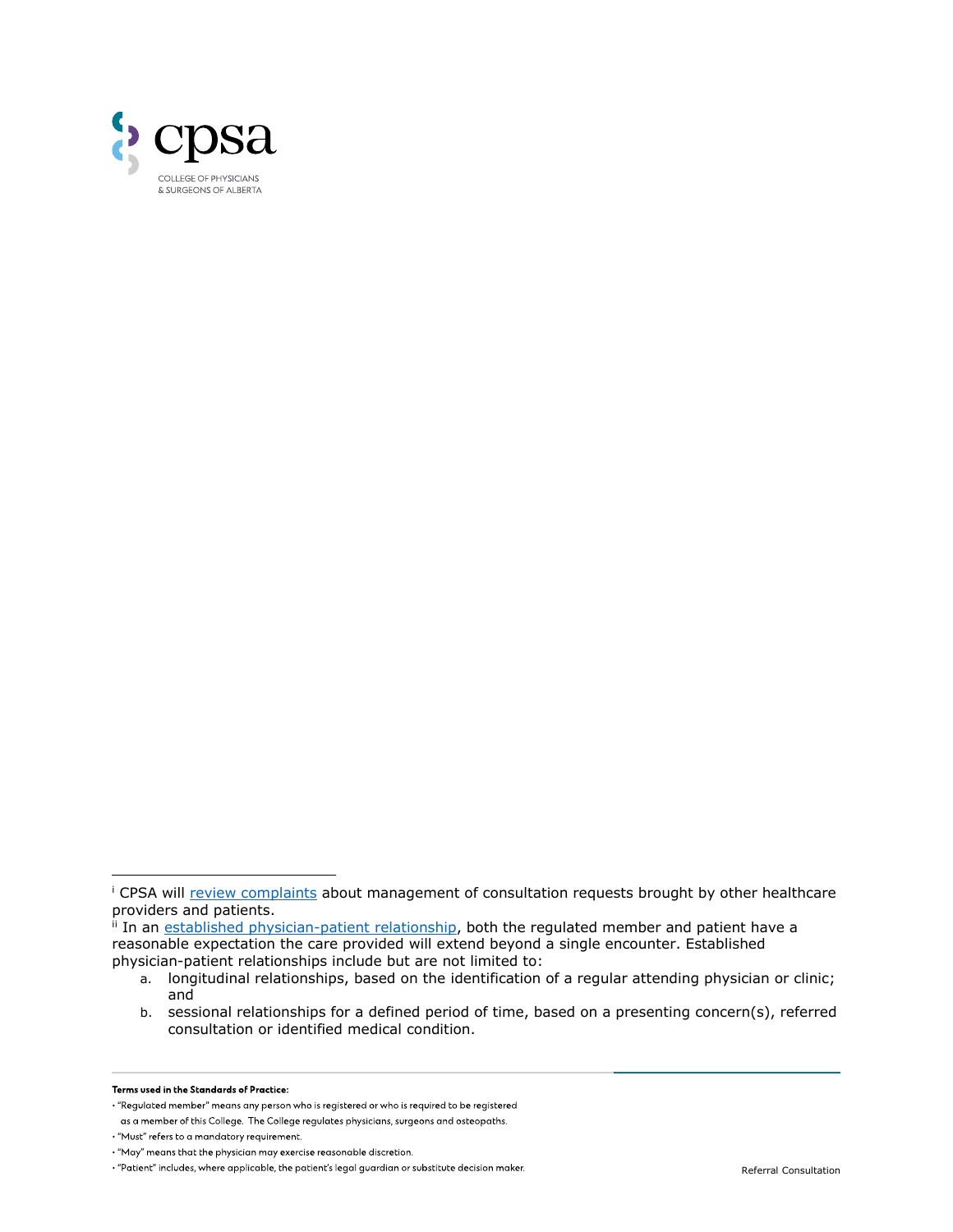[i] CPSA will [review complaints](#) about management of consultation requests brought by other healthcare providers and patients.

[ii] In an [established physician-patient relationship](#), both the regulated member and patient have a reasonable expectation the care provided will extend beyond a single encounter. Established physician-patient relationships include but are not limited to:

a. longitudinal relationships, based on the identification of a regular attending physician or clinic; and
b. sessional relationships for a defined period of time, based on a presenting concern(s), referred consultation or identified medical condition.

**Terms used in the Standards of Practice:**

- "Regulated member" means any person who is registered or who is required to be registered as a member of this College. The College regulates physicians, surgeons and osteopaths.
- "Must" refers to a mandatory requirement.
- "May" means that the physician may exercise reasonable discretion.
- "Patient" includes, where applicable, the patient's legal guardian or substitute decision maker.